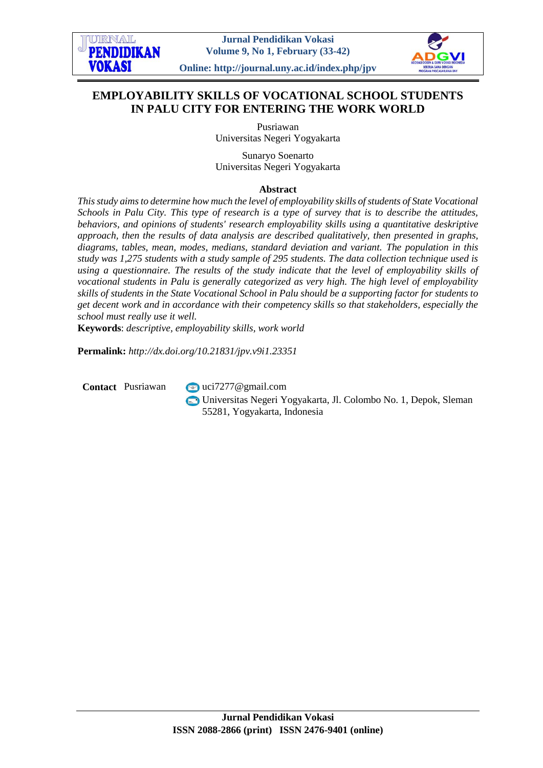# EMPLOYABILITY SKILLS OF VOCATIONAL SCHOOL STUDENTS IN PALU CITY FOR ENTERING THE WORK WORLD

Pusriawan
Universitas Negeri Yogyakarta

Sunaryo Soenarto
Universitas Negeri Yogyakarta

## Abstract

*This study aims to determine how much the level of employability skills of students of State Vocational Schools in Palu City. This type of research is a type of survey that is to describe the attitudes, behaviors, and opinions of students' research employability skills using a quantitative deskriptive approach, then the results of data analysis are described qualitatively, then presented in graphs, diagrams, tables, mean, modes, medians, standard deviation and variant. The population in this study was 1,275 students with a study sample of 295 students. The data collection technique used is using a questionnaire. The results of the study indicate that the level of employability skills of vocational students in Palu is generally categorized as very high. The high level of employability skills of students in the State Vocational School in Palu should be a supporting factor for students to get decent work and in accordance with their competency skills so that stakeholders, especially the school must really use it well.*

**Keywords**: *descriptive, employability skills, work world*

**Permalink:** *http://dx.doi.org/10.21831/jpv.v9i1.23351*

**Contact** Pusriawan uci7277@gmail.com
Universitas Negeri Yogyakarta, Jl. Colombo No. 1, Depok, Sleman 55281, Yogyakarta, Indonesia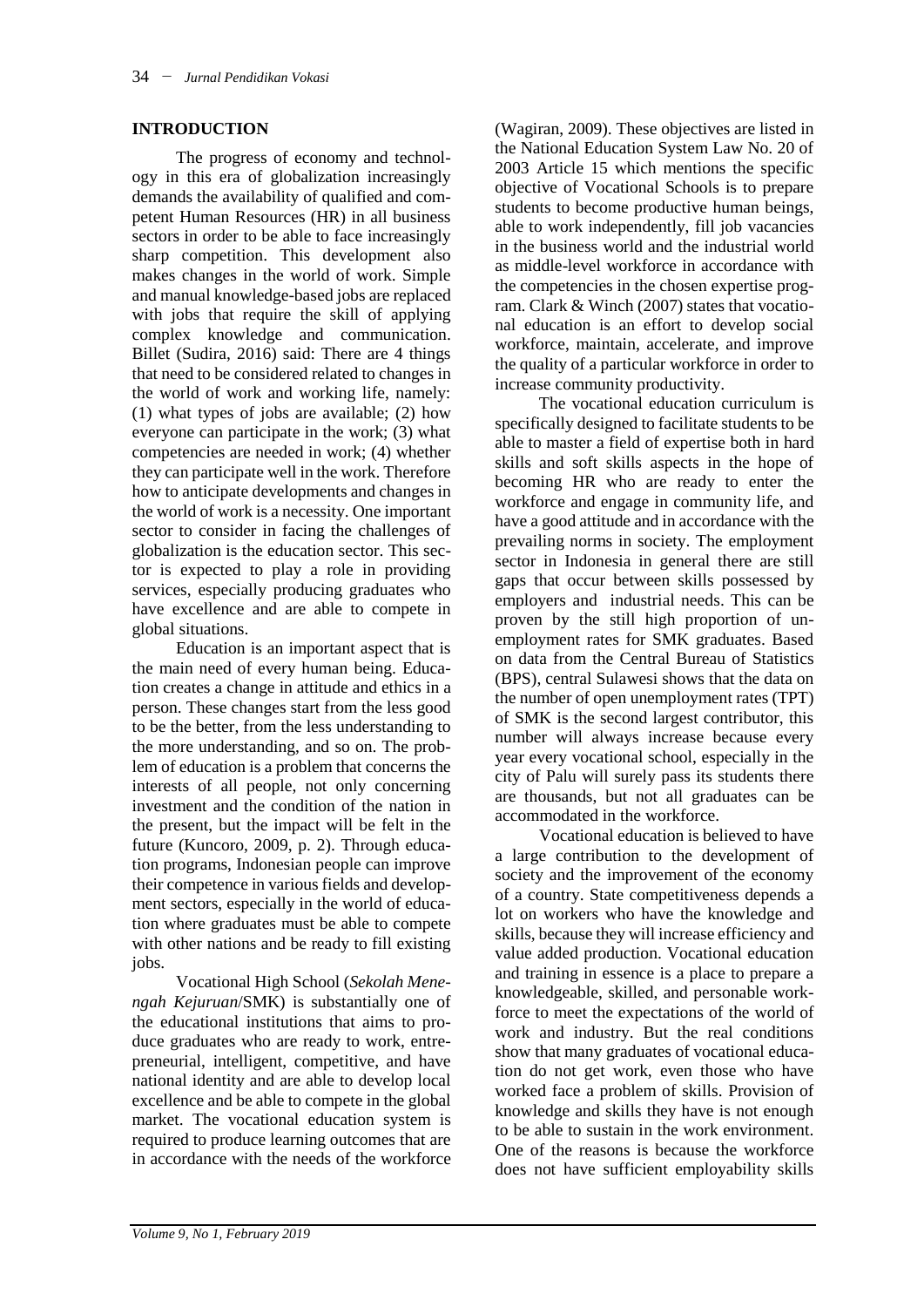## INTRODUCTION

The progress of economy and technology in this era of globalization increasingly demands the availability of qualified and competent Human Resources (HR) in all business sectors in order to be able to face increasingly sharp competition. This development also makes changes in the world of work. Simple and manual knowledge-based jobs are replaced with jobs that require the skill of applying complex knowledge and communication. Billet (Sudira, 2016) said: There are 4 things that need to be considered related to changes in the world of work and working life, namely: (1) what types of jobs are available; (2) how everyone can participate in the work; (3) what competencies are needed in work; (4) whether they can participate well in the work. Therefore how to anticipate developments and changes in the world of work is a necessity. One important sector to consider in facing the challenges of globalization is the education sector. This sector is expected to play a role in providing services, especially producing graduates who have excellence and are able to compete in global situations.

Education is an important aspect that is the main need of every human being. Education creates a change in attitude and ethics in a person. These changes start from the less good to be the better, from the less understanding to the more understanding, and so on. The problem of education is a problem that concerns the interests of all people, not only concerning investment and the condition of the nation in the present, but the impact will be felt in the future (Kuncoro, 2009, p. 2). Through education programs, Indonesian people can improve their competence in various fields and development sectors, especially in the world of education where graduates must be able to compete with other nations and be ready to fill existing jobs.

Vocational High School (*Sekolah Menengah Kejuruan*/SMK) is substantially one of the educational institutions that aims to produce graduates who are ready to work, entrepreneurial, intelligent, competitive, and have national identity and are able to develop local excellence and be able to compete in the global market. The vocational education system is required to produce learning outcomes that are in accordance with the needs of the workforce (Wagiran, 2009). These objectives are listed in the National Education System Law No. 20 of 2003 Article 15 which mentions the specific objective of Vocational Schools is to prepare students to become productive human beings, able to work independently, fill job vacancies in the business world and the industrial world as middle-level workforce in accordance with the competencies in the chosen expertise program. Clark & Winch (2007) states that vocational education is an effort to develop social workforce, maintain, accelerate, and improve the quality of a particular workforce in order to increase community productivity.

The vocational education curriculum is specifically designed to facilitate students to be able to master a field of expertise both in hard skills and soft skills aspects in the hope of becoming HR who are ready to enter the workforce and engage in community life, and have a good attitude and in accordance with the prevailing norms in society. The employment sector in Indonesia in general there are still gaps that occur between skills possessed by employers and industrial needs. This can be proven by the still high proportion of unemployment rates for SMK graduates. Based on data from the Central Bureau of Statistics (BPS), central Sulawesi shows that the data on the number of open unemployment rates (TPT) of SMK is the second largest contributor, this number will always increase because every year every vocational school, especially in the city of Palu will surely pass its students there are thousands, but not all graduates can be accommodated in the workforce.

Vocational education is believed to have a large contribution to the development of society and the improvement of the economy of a country. State competitiveness depends a lot on workers who have the knowledge and skills, because they will increase efficiency and value added production. Vocational education and training in essence is a place to prepare a knowledgeable, skilled, and personable workforce to meet the expectations of the world of work and industry. But the real conditions show that many graduates of vocational education do not get work, even those who have worked face a problem of skills. Provision of knowledge and skills they have is not enough to be able to sustain in the work environment. One of the reasons is because the workforce does not have sufficient employability skills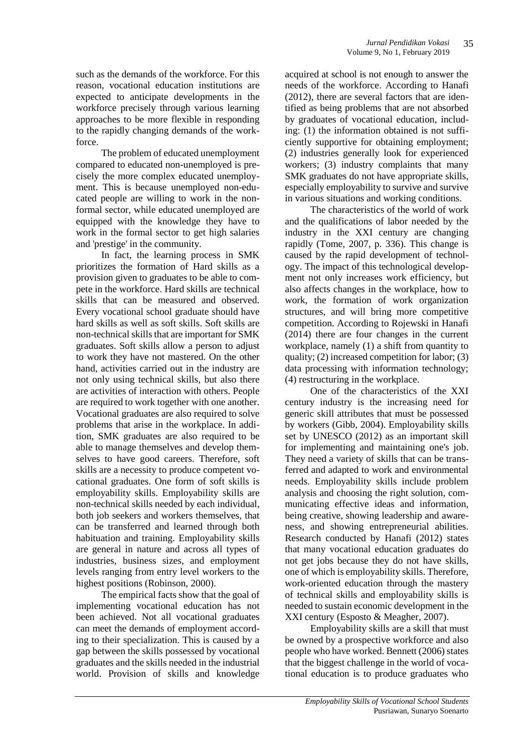such as the demands of the workforce. For this reason, vocational education institutions are expected to anticipate developments in the workforce precisely through various learning approaches to be more flexible in responding to the rapidly changing demands of the workforce.

The problem of educated unemployment compared to educated non-unemployed is precisely the more complex educated unemployment. This is because unemployed non-educated people are willing to work in the nonformal sector, while educated unemployed are equipped with the knowledge they have to work in the formal sector to get high salaries and 'prestige' in the community.

In fact, the learning process in SMK prioritizes the formation of Hard skills as a provision given to graduates to be able to compete in the workforce. Hard skills are technical skills that can be measured and observed. Every vocational school graduate should have hard skills as well as soft skills. Soft skills are non-technical skills that are important for SMK graduates. Soft skills allow a person to adjust to work they have not mastered. On the other hand, activities carried out in the industry are not only using technical skills, but also there are activities of interaction with others. People are required to work together with one another. Vocational graduates are also required to solve problems that arise in the workplace. In addition, SMK graduates are also required to be able to manage themselves and develop themselves to have good careers. Therefore, soft skills are a necessity to produce competent vocational graduates. One form of soft skills is employability skills. Employability skills are non-technical skills needed by each individual, both job seekers and workers themselves, that can be transferred and learned through both habituation and training. Employability skills are general in nature and across all types of industries, business sizes, and employment levels ranging from entry level workers to the highest positions (Robinson, 2000).

The empirical facts show that the goal of implementing vocational education has not been achieved. Not all vocational graduates can meet the demands of employment according to their specialization. This is caused by a gap between the skills possessed by vocational graduates and the skills needed in the industrial world. Provision of skills and knowledge acquired at school is not enough to answer the needs of the workforce. According to Hanafi (2012), there are several factors that are identified as being problems that are not absorbed by graduates of vocational education, including: (1) the information obtained is not sufficiently supportive for obtaining employment; (2) industries generally look for experienced workers; (3) industry complaints that many SMK graduates do not have appropriate skills, especially employability to survive and survive in various situations and working conditions.

The characteristics of the world of work and the qualifications of labor needed by the industry in the XXI century are changing rapidly (Tome, 2007, p. 336). This change is caused by the rapid development of technology. The impact of this technological development not only increases work efficiency, but also affects changes in the workplace, how to work, the formation of work organization structures, and will bring more competitive competition. According to Rojewski in Hanafi (2014) there are four changes in the current workplace, namely (1) a shift from quantity to quality; (2) increased competition for labor; (3) data processing with information technology; (4) restructuring in the workplace.

One of the characteristics of the XXI century industry is the increasing need for generic skill attributes that must be possessed by workers (Gibb, 2004). Employability skills set by UNESCO (2012) as an important skill for implementing and maintaining one's job. They need a variety of skills that can be transferred and adapted to work and environmental needs. Employability skills include problem analysis and choosing the right solution, communicating effective ideas and information, being creative, showing leadership and awareness, and showing entrepreneurial abilities. Research conducted by Hanafi (2012) states that many vocational education graduates do not get jobs because they do not have skills, one of which is employability skills. Therefore, work-oriented education through the mastery of technical skills and employability skills is needed to sustain economic development in the XXI century (Esposto & Meagher, 2007).

Employability skills are a skill that must be owned by a prospective workforce and also people who have worked. Bennett (2006) states that the biggest challenge in the world of vocational education is to produce graduates who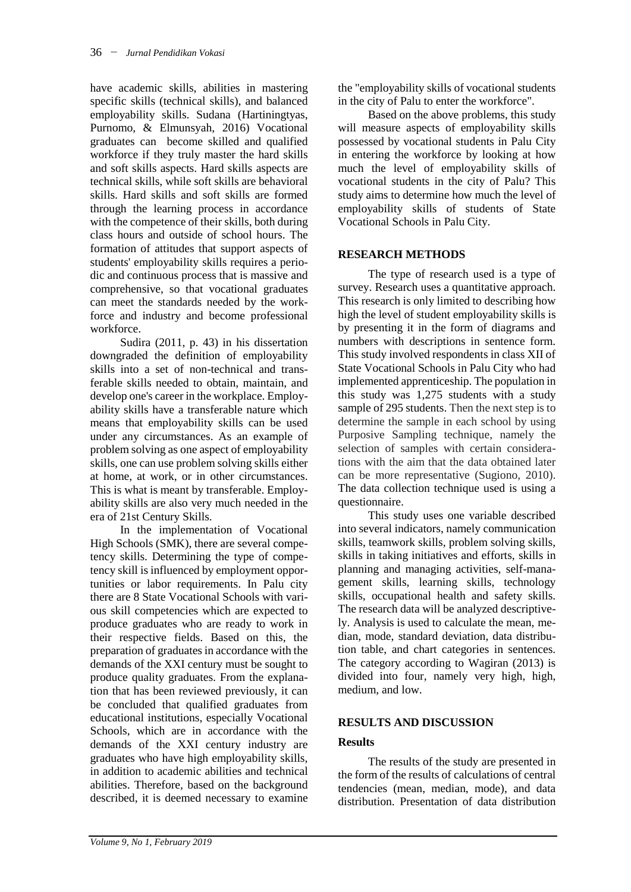have academic skills, abilities in mastering specific skills (technical skills), and balanced employability skills. Sudana (Hartiningtyas, Purnomo, & Elmunsyah, 2016) Vocational graduates can become skilled and qualified workforce if they truly master the hard skills and soft skills aspects. Hard skills aspects are technical skills, while soft skills are behavioral skills. Hard skills and soft skills are formed through the learning process in accordance with the competence of their skills, both during class hours and outside of school hours. The formation of attitudes that support aspects of students' employability skills requires a periodic and continuous process that is massive and comprehensive, so that vocational graduates can meet the standards needed by the workforce and industry and become professional workforce.

Sudira (2011, p. 43) in his dissertation downgraded the definition of employability skills into a set of non-technical and transferable skills needed to obtain, maintain, and develop one's career in the workplace. Employability skills have a transferable nature which means that employability skills can be used under any circumstances. As an example of problem solving as one aspect of employability skills, one can use problem solving skills either at home, at work, or in other circumstances. This is what is meant by transferable. Employability skills are also very much needed in the era of 21st Century Skills.

In the implementation of Vocational High Schools (SMK), there are several competency skills. Determining the type of competency skill is influenced by employment opportunities or labor requirements. In Palu city there are 8 State Vocational Schools with various skill competencies which are expected to produce graduates who are ready to work in their respective fields. Based on this, the preparation of graduates in accordance with the demands of the XXI century must be sought to produce quality graduates. From the explanation that has been reviewed previously, it can be concluded that qualified graduates from educational institutions, especially Vocational Schools, which are in accordance with the demands of the XXI century industry are graduates who have high employability skills, in addition to academic abilities and technical abilities. Therefore, based on the background described, it is deemed necessary to examine the "employability skills of vocational students in the city of Palu to enter the workforce".

Based on the above problems, this study will measure aspects of employability skills possessed by vocational students in Palu City in entering the workforce by looking at how much the level of employability skills of vocational students in the city of Palu? This study aims to determine how much the level of employability skills of students of State Vocational Schools in Palu City.

## RESEARCH METHODS

The type of research used is a type of survey. Research uses a quantitative approach. This research is only limited to describing how high the level of student employability skills is by presenting it in the form of diagrams and numbers with descriptions in sentence form. This study involved respondents in class XII of State Vocational Schools in Palu City who had implemented apprenticeship. The population in this study was 1,275 students with a study sample of 295 students. Then the next step is to determine the sample in each school by using Purposive Sampling technique, namely the selection of samples with certain considerations with the aim that the data obtained later can be more representative (Sugiono, 2010). The data collection technique used is using a questionnaire.

This study uses one variable described into several indicators, namely communication skills, teamwork skills, problem solving skills, skills in taking initiatives and efforts, skills in planning and managing activities, self-management skills, learning skills, technology skills, occupational health and safety skills. The research data will be analyzed descriptively. Analysis is used to calculate the mean, median, mode, standard deviation, data distribution table, and chart categories in sentences. The category according to Wagiran (2013) is divided into four, namely very high, high, medium, and low.

## RESULTS AND DISCUSSION

### Results

The results of the study are presented in the form of the results of calculations of central tendencies (mean, median, mode), and data distribution. Presentation of data distribution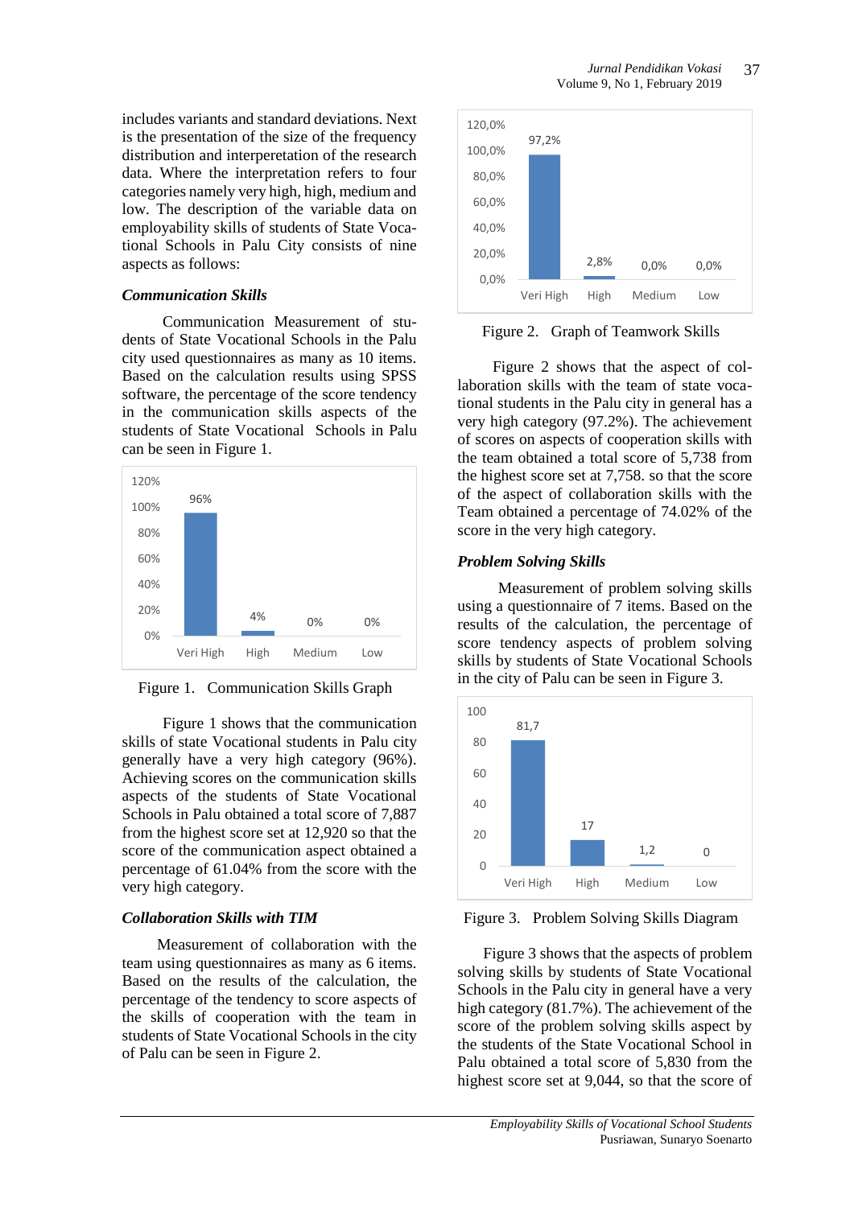includes variants and standard deviations. Next is the presentation of the size of the frequency distribution and interperetation of the research data. Where the interpretation refers to four categories namely very high, high, medium and low. The description of the variable data on employability skills of students of State Vocational Schools in Palu City consists of nine aspects as follows:

### *Communication Skills*

Communication Measurement of students of State Vocational Schools in the Palu city used questionnaires as many as 10 items. Based on the calculation results using SPSS software, the percentage of the score tendency in the communication skills aspects of the students of State Vocational Schools in Palu can be seen in Figure 1.

| Category | Percentage |
|---|---|
| Veri High | 96% |
| High | 4% |
| Medium | 0% |
| Low | 0% |

Figure 1. Communication Skills Graph

Figure 1 shows that the communication skills of state Vocational students in Palu city generally have a very high category (96%). Achieving scores on the communication skills aspects of the students of State Vocational Schools in Palu obtained a total score of 7,887 from the highest score set at 12,920 so that the score of the communication aspect obtained a percentage of 61.04% from the score with the very high category.

### *Collaboration Skills with TIM*

Measurement of collaboration with the team using questionnaires as many as 6 items. Based on the results of the calculation, the percentage of the tendency to score aspects of the skills of cooperation with the team in students of State Vocational Schools in the city of Palu can be seen in Figure 2.

| Category | Percentage |
|---|---|
| Veri High | 97,2% |
| High | 2,8% |
| Medium | 0,0% |
| Low | 0,0% |

Figure 2. Graph of Teamwork Skills

Figure 2 shows that the aspect of collaboration skills with the team of state vocational students in the Palu city in general has a very high category (97.2%). The achievement of scores on aspects of cooperation skills with the team obtained a total score of 5,738 from the highest score set at 7,758. so that the score of the aspect of collaboration skills with the Team obtained a percentage of 74.02% of the score in the very high category.

### *Problem Solving Skills*

Measurement of problem solving skills using a questionnaire of 7 items. Based on the results of the calculation, the percentage of score tendency aspects of problem solving skills by students of State Vocational Schools in the city of Palu can be seen in Figure 3.

| Category | Value |
|---|---|
| Veri High | 81,7 |
| High | 17 |
| Medium | 1,2 |
| Low | 0 |

Figure 3. Problem Solving Skills Diagram

Figure 3 shows that the aspects of problem solving skills by students of State Vocational Schools in the Palu city in general have a very high category (81.7%). The achievement of the score of the problem solving skills aspect by the students of the State Vocational School in Palu obtained a total score of 5,830 from the highest score set at 9,044, so that the score of the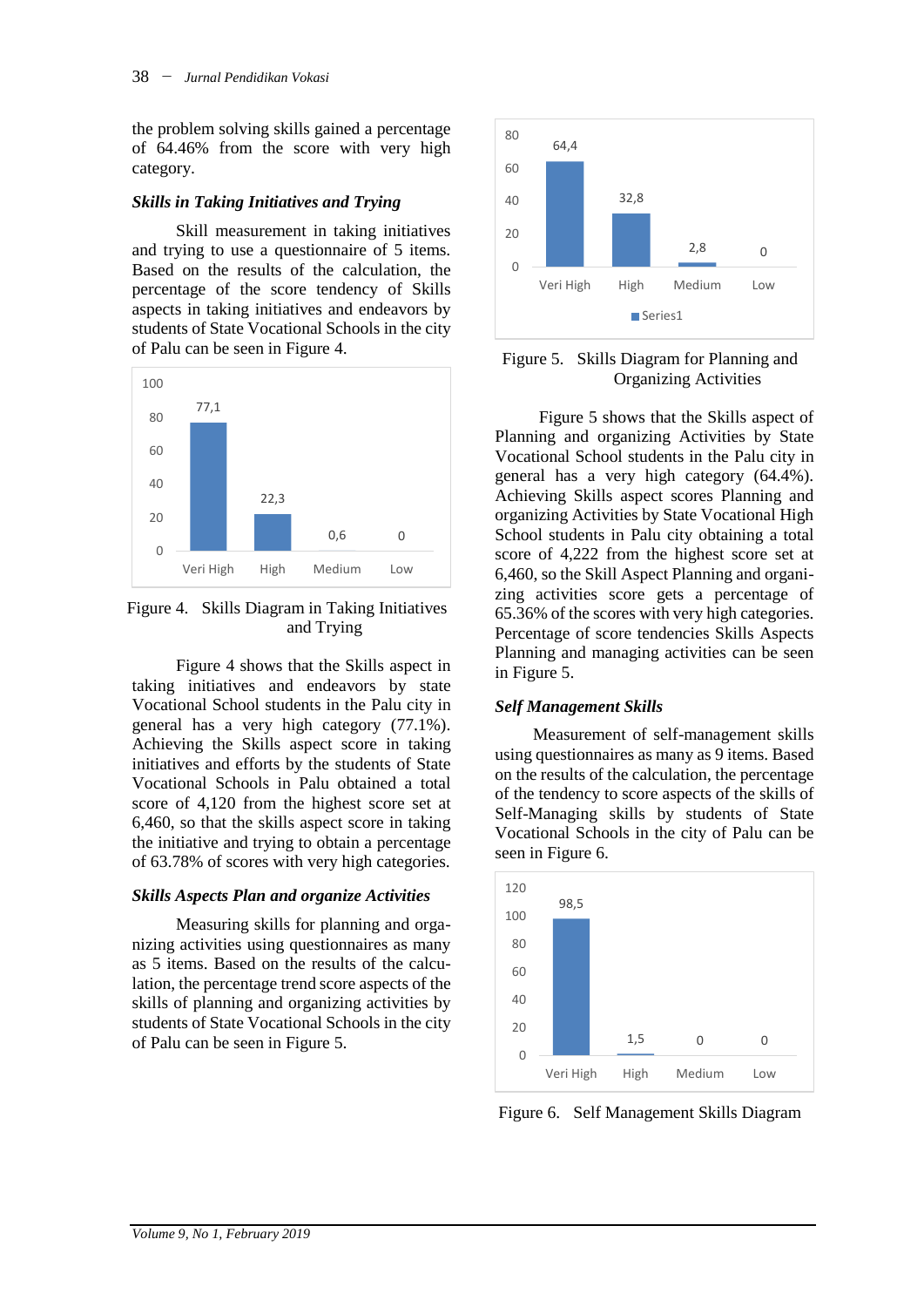the problem solving skills gained a percentage of 64.46% from the score with very high category.

### *Skills in Taking Initiatives and Trying*

Skill measurement in taking initiatives and trying to use a questionnaire of 5 items. Based on the results of the calculation, the percentage of the score tendency of Skills aspects in taking initiatives and endeavors by students of State Vocational Schools in the city of Palu can be seen in Figure 4.

| Category | Value |
|---|---|
| Veri High | 77,1 |
| High | 22,3 |
| Medium | 0,6 |
| Low | 0 |

Figure 4. Skills Diagram in Taking Initiatives and Trying

Figure 4 shows that the Skills aspect in taking initiatives and endeavors by state Vocational School students in the Palu city in general has a very high category (77.1%). Achieving the Skills aspect score in taking initiatives and efforts by the students of State Vocational Schools in Palu obtained a total score of 4,120 from the highest score set at 6,460, so that the skills aspect score in taking the initiative and trying to obtain a percentage of 63.78% of scores with very high categories.

### *Skills Aspects Plan and organize Activities*

Measuring skills for planning and organizing activities using questionnaires as many as 5 items. Based on the results of the calculation, the percentage trend score aspects of the skills of planning and organizing activities by students of State Vocational Schools in the city of Palu can be seen in Figure 5.

| Category | Series1 |
|---|---|
| Veri High | 64,4 |
| High | 32,8 |
| Medium | 2,8 |
| Low | 0 |

Figure 5. Skills Diagram for Planning and Organizing Activities

Figure 5 shows that the Skills aspect of Planning and organizing Activities by State Vocational School students in the Palu city in general has a very high category (64.4%). Achieving Skills aspect scores Planning and organizing Activities by State Vocational High School students in Palu city obtaining a total score of 4,222 from the highest score set at 6,460, so the Skill Aspect Planning and organizing activities score gets a percentage of 65.36% of the scores with very high categories. Percentage of score tendencies Skills Aspects Planning and managing activities can be seen in Figure 5.

### *Self Management Skills*

Measurement of self-management skills using questionnaires as many as 9 items. Based on the results of the calculation, the percentage of the tendency to score aspects of the skills of Self-Managing skills by students of State Vocational Schools in the city of Palu can be seen in Figure 6.

| Category | Value |
|---|---|
| Veri High | 98,5 |
| High | 1,5 |
| Medium | 0 |
| Low | 0 |

Figure 6. Self Management Skills Diagram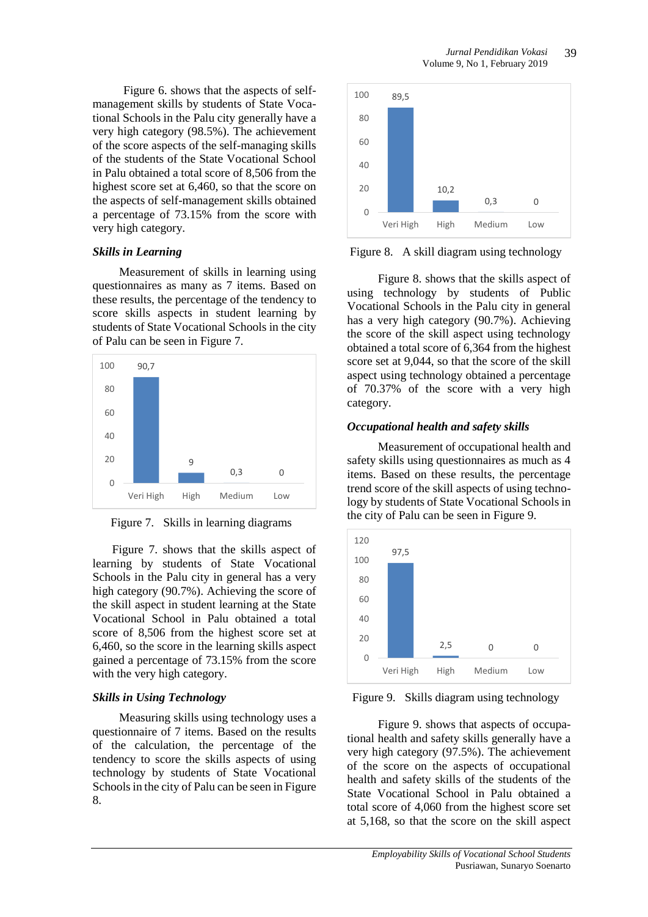Figure 6. shows that the aspects of self-management skills by students of State Vocational Schools in the Palu city generally have a very high category (98.5%). The achievement of the score aspects of the self-managing skills of the students of the State Vocational School in Palu obtained a total score of 8,506 from the highest score set at 6,460, so that the score on the aspects of self-management skills obtained a percentage of 73.15% from the score with very high category.

### *Skills in Learning*

Measurement of skills in learning using questionnaires as many as 7 items. Based on these results, the percentage of the tendency to score skills aspects in student learning by students of State Vocational Schools in the city of Palu can be seen in Figure 7.

| Category | Value |
|---|---|
| Veri High | 90,7 |
| High | 9 |
| Medium | 0,3 |
| Low | 0 |

Figure 7. Skills in learning diagrams

Figure 7. shows that the skills aspect of learning by students of State Vocational Schools in the Palu city in general has a very high category (90.7%). Achieving the score of the skill aspect in student learning at the State Vocational School in Palu obtained a total score of 8,506 from the highest score set at 6,460, so the score in the learning skills aspect gained a percentage of 73.15% from the score with the very high category.

### *Skills in Using Technology*

Measuring skills using technology uses a questionnaire of 7 items. Based on the results of the calculation, the percentage of the tendency to score the skills aspects of using technology by students of State Vocational Schools in the city of Palu can be seen in Figure 8.

| Category | Value |
|---|---|
| Veri High | 89,5 |
| High | 10,2 |
| Medium | 0,3 |
| Low | 0 |

Figure 8. A skill diagram using technology

Figure 8. shows that the skills aspect of using technology by students of Public Vocational Schools in the Palu city in general has a very high category (90.7%). Achieving the score of the skill aspect using technology obtained a total score of 6,364 from the highest score set at 9,044, so that the score of the skill aspect using technology obtained a percentage of 70.37% of the score with a very high category.

### *Occupational health and safety skills*

Measurement of occupational health and safety skills using questionnaires as much as 4 items. Based on these results, the percentage trend score of the skill aspects of using technology by students of State Vocational Schools in the city of Palu can be seen in Figure 9.

| Category | Value |
|---|---|
| Veri High | 97,5 |
| High | 2,5 |
| Medium | 0 |
| Low | 0 |

Figure 9. Skills diagram using technology

Figure 9. shows that aspects of occupational health and safety skills generally have a very high category (97.5%). The achievement of the score on the aspects of occupational health and safety skills of the students of the State Vocational School in Palu obtained a total score of 4,060 from the highest score set at 5,168, so that the score on the skill aspect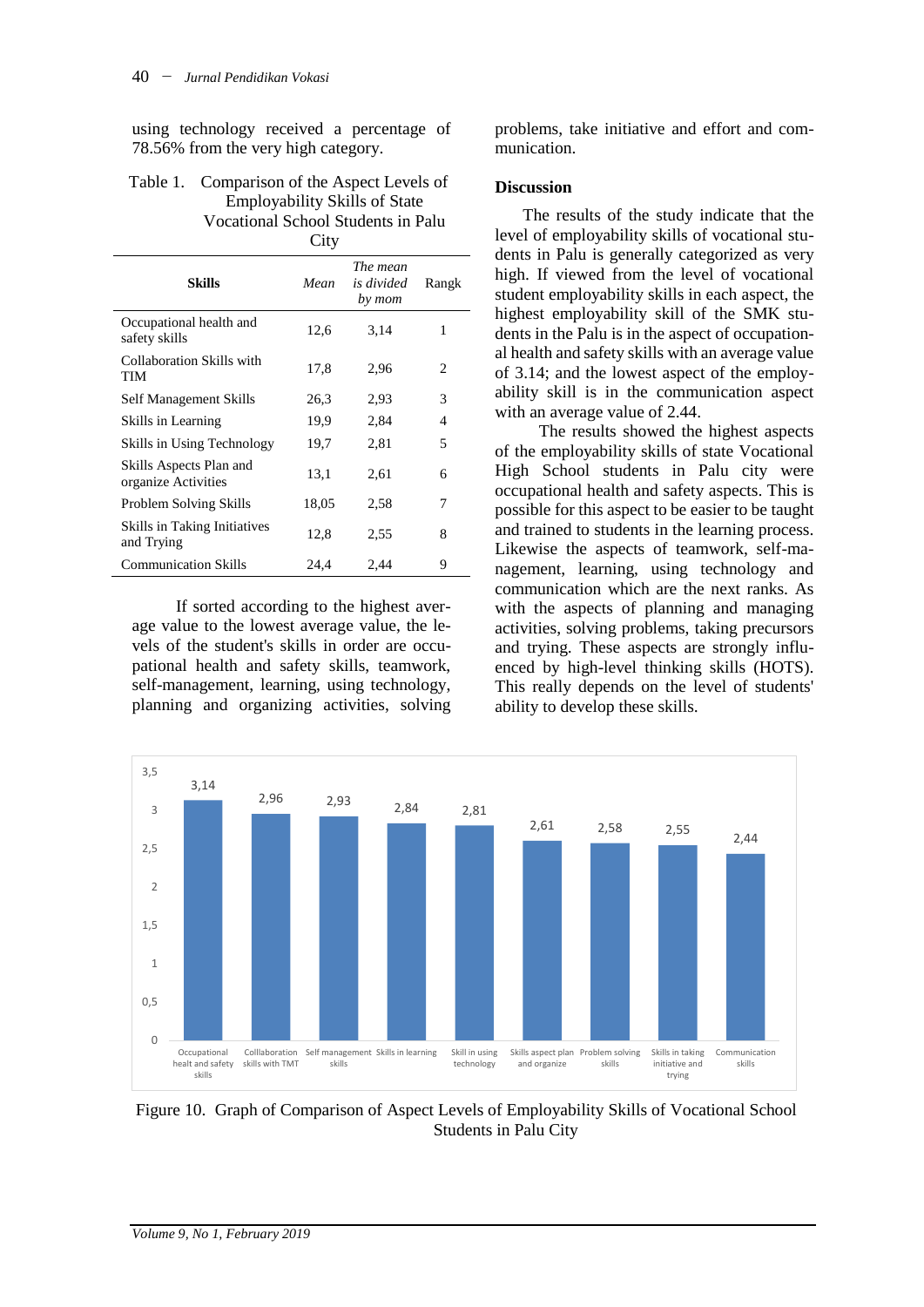using technology received a percentage of 78.56% from the very high category.

Table 1. Comparison of the Aspect Levels of Employability Skills of State Vocational School Students in Palu City

| **Skills** | *Mean* | *The mean is divided by mom* | Rangk |
|---|---|---|---|
| Occupational health and safety skills | 12,6 | 3,14 | 1 |
| Collaboration Skills with TIM | 17,8 | 2,96 | 2 |
| Self Management Skills | 26,3 | 2,93 | 3 |
| Skills in Learning | 19,9 | 2,84 | 4 |
| Skills in Using Technology | 19,7 | 2,81 | 5 |
| Skills Aspects Plan and organize Activities | 13,1 | 2,61 | 6 |
| Problem Solving Skills | 18,05 | 2,58 | 7 |
| Skills in Taking Initiatives and Trying | 12,8 | 2,55 | 8 |
| Communication Skills | 24,4 | 2,44 | 9 |

If sorted according to the highest average value to the lowest average value, the levels of the student's skills in order are occupational health and safety skills, teamwork, self-management, learning, using technology, planning and organizing activities, solving problems, take initiative and effort and communication.

## Discussion

The results of the study indicate that the level of employability skills of vocational students in Palu is generally categorized as very high. If viewed from the level of vocational student employability skills in each aspect, the highest employability skill of the SMK students in the Palu is in the aspect of occupational health and safety skills with an average value of 3.14; and the lowest aspect of the employability skill is in the communication aspect with an average value of 2.44.

The results showed the highest aspects of the employability skills of state Vocational High School students in Palu city were occupational health and safety aspects. This is possible for this aspect to be easier to be taught and trained to students in the learning process. Likewise the aspects of teamwork, self-management, learning, using technology and communication which are the next ranks. As with the aspects of planning and managing activities, solving problems, taking precursors and trying. These aspects are strongly influenced by high-level thinking skills (HOTS). This really depends on the level of students' ability to develop these skills.

| Aspect | Value |
|---|---|
| Occupational healt and safety skills | 3,14 |
| Colllaboration skills with TMT | 2,96 |
| Self management skills | 2,93 |
| Skills in learning | 2,84 |
| Skill in using technology | 2,81 |
| Skills aspect plan and organize | 2,61 |
| Problem solving skills | 2,58 |
| Skills in taking initiative and trying | 2,55 |
| Communication skills | 2,44 |

Figure 10. Graph of Comparison of Aspect Levels of Employability Skills of Vocational School Students in Palu City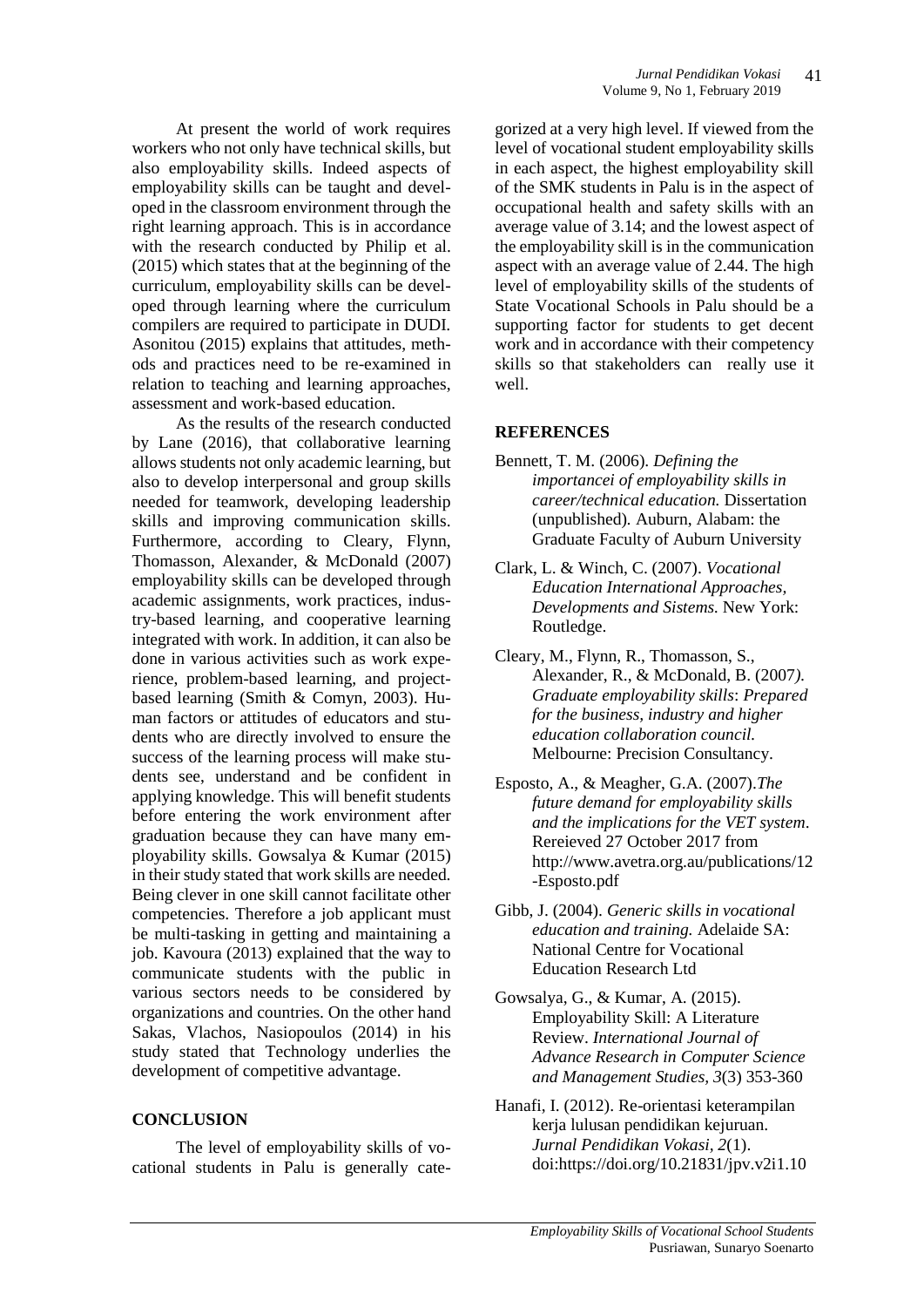At present the world of work requires workers who not only have technical skills, but also employability skills. Indeed aspects of employability skills can be taught and developed in the classroom environment through the right learning approach. This is in accordance with the research conducted by Philip et al. (2015) which states that at the beginning of the curriculum, employability skills can be developed through learning where the curriculum compilers are required to participate in DUDI. Asonitou (2015) explains that attitudes, methods and practices need to be re-examined in relation to teaching and learning approaches, assessment and work-based education.

As the results of the research conducted by Lane (2016), that collaborative learning allows students not only academic learning, but also to develop interpersonal and group skills needed for teamwork, developing leadership skills and improving communication skills. Furthermore, according to Cleary, Flynn, Thomasson, Alexander, & McDonald (2007) employability skills can be developed through academic assignments, work practices, industry-based learning, and cooperative learning integrated with work. In addition, it can also be done in various activities such as work experience, problem-based learning, and project-based learning (Smith & Comyn, 2003). Human factors or attitudes of educators and students who are directly involved to ensure the success of the learning process will make students see, understand and be confident in applying knowledge. This will benefit students before entering the work environment after graduation because they can have many employability skills. Gowsalya & Kumar (2015) in their study stated that work skills are needed. Being clever in one skill cannot facilitate other competencies. Therefore a job applicant must be multi-tasking in getting and maintaining a job. Kavoura (2013) explained that the way to communicate students with the public in various sectors needs to be considered by organizations and countries. On the other hand Sakas, Vlachos, Nasiopoulos (2014) in his study stated that Technology underlies the development of competitive advantage.

## CONCLUSION

The level of employability skills of vocational students in Palu is generally categorized at a very high level. If viewed from the level of vocational student employability skills in each aspect, the highest employability skill of the SMK students in Palu is in the aspect of occupational health and safety skills with an average value of 3.14; and the lowest aspect of the employability skill is in the communication aspect with an average value of 2.44. The high level of employability skills of the students of State Vocational Schools in Palu should be a supporting factor for students to get decent work and in accordance with their competency skills so that stakeholders can really use it well.

## REFERENCES

Bennett, T. M. (2006). *Defining the importancei of employability skills in career/technical education.* Dissertation (unpublished). Auburn, Alabam: the Graduate Faculty of Auburn University

Clark, L. & Winch, C. (2007). *Vocational Education International Approaches, Developments and Sistems.* New York: Routledge.

Cleary, M., Flynn, R., Thomasson, S., Alexander, R., & McDonald, B. (2007). *Graduate employability skills*: *Prepared for the business, industry and higher education collaboration council.* Melbourne: Precision Consultancy.

Esposto, A., & Meagher, G.A. (2007).*The future demand for employability skills and the implications for the VET system*. Rereieved 27 October 2017 from http://www.avetra.org.au/publications/12-Esposto.pdf

Gibb, J. (2004). *Generic skills in vocational education and training.* Adelaide SA: National Centre for Vocational Education Research Ltd

Gowsalya, G., & Kumar, A. (2015). Employability Skill: A Literature Review. *International Journal of Advance Research in Computer Science and Management Studies*, *3*(3) 353-360

Hanafi, I. (2012). Re-orientasi keterampilan kerja lulusan pendidikan kejuruan. *Jurnal Pendidikan Vokasi, 2*(1). doi:https://doi.org/10.21831/jpv.v2i1.10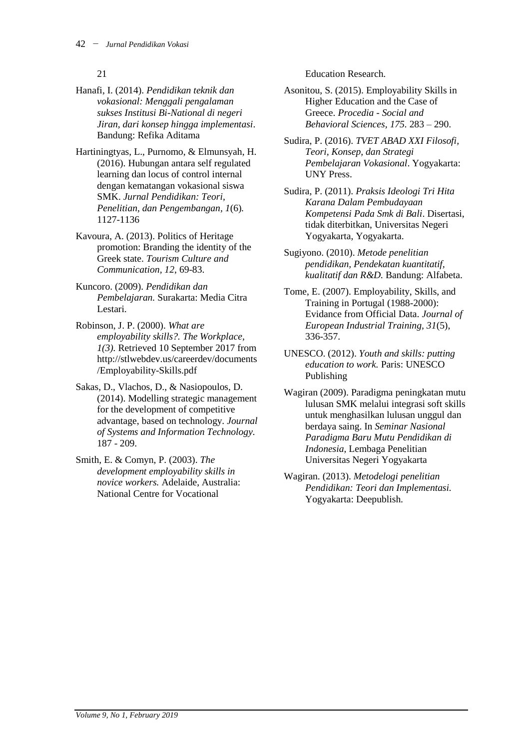21

Hanafi, I. (2014). *Pendidikan teknik dan vokasional: Menggali pengalaman sukses Institusi Bi-National di negeri Jiran, dari konsep hingga implementasi*. Bandung: Refika Aditama

Hartiningtyas, L., Purnomo, & Elmunsyah, H. (2016). Hubungan antara self regulated learning dan locus of control internal dengan kematangan vokasional siswa SMK. *Jurnal Pendidikan: Teori, Penelitian, dan Pengembangan, 1*(6)*.* 1127-1136

Kavoura, A. (2013). Politics of Heritage promotion: Branding the identity of the Greek state. *Tourism Culture and Communication, 12*, 69-83.

Kuncoro. (2009). *Pendidikan dan Pembelajaran.* Surakarta: Media Citra Lestari.

Robinson, J. P. (2000). *What are employability skills?. The Workplace, 1(3).* Retrieved 10 September 2017 from http://stlwebdev.us/careerdev/documents/Employability-Skills.pdf

Sakas, D., Vlachos, D., & Nasiopoulos, D. (2014). Modelling strategic management for the development of competitive advantage, based on technology. *Journal of Systems and Information Technology*. 187 - 209.

Smith, E. & Comyn, P. (2003). *The development employability skills in novice workers.* Adelaide, Australia: National Centre for Vocational Education Research.

Asonitou, S. (2015). Employability Skills in Higher Education and the Case of Greece. *Procedia - Social and Behavioral Sciences, 175*. 283 – 290.

Sudira, P. (2016). *TVET ABAD XXI Filosofi, Teori, Konsep, dan Strategi Pembelajaran Vokasional*. Yogyakarta: UNY Press.

Sudira, P. (2011). *Praksis Ideologi Tri Hita Karana Dalam Pembudayaan Kompetensi Pada Smk di Bali*. Disertasi, tidak diterbitkan, Universitas Negeri Yogyakarta, Yogyakarta.

Sugiyono. (2010). *Metode penelitian pendidikan, Pendekatan kuantitatif, kualitatif dan R&D.* Bandung: Alfabeta.

Tome, E. (2007). Employability, Skills, and Training in Portugal (1988-2000): Evidance from Official Data. *Journal of European Industrial Training, 31*(5), 336-357.

UNESCO. (2012). *Youth and skills: putting education to work.* Paris: UNESCO Publishing

Wagiran (2009). Paradigma peningkatan mutu lulusan SMK melalui integrasi soft skills untuk menghasilkan lulusan unggul dan berdaya saing. In *Seminar Nasional Paradigma Baru Mutu Pendidikan di Indonesia*, Lembaga Penelitian Universitas Negeri Yogyakarta

Wagiran. (2013). *Metodelogi penelitian Pendidikan: Teori dan Implementasi.* Yogyakarta: Deepublish.